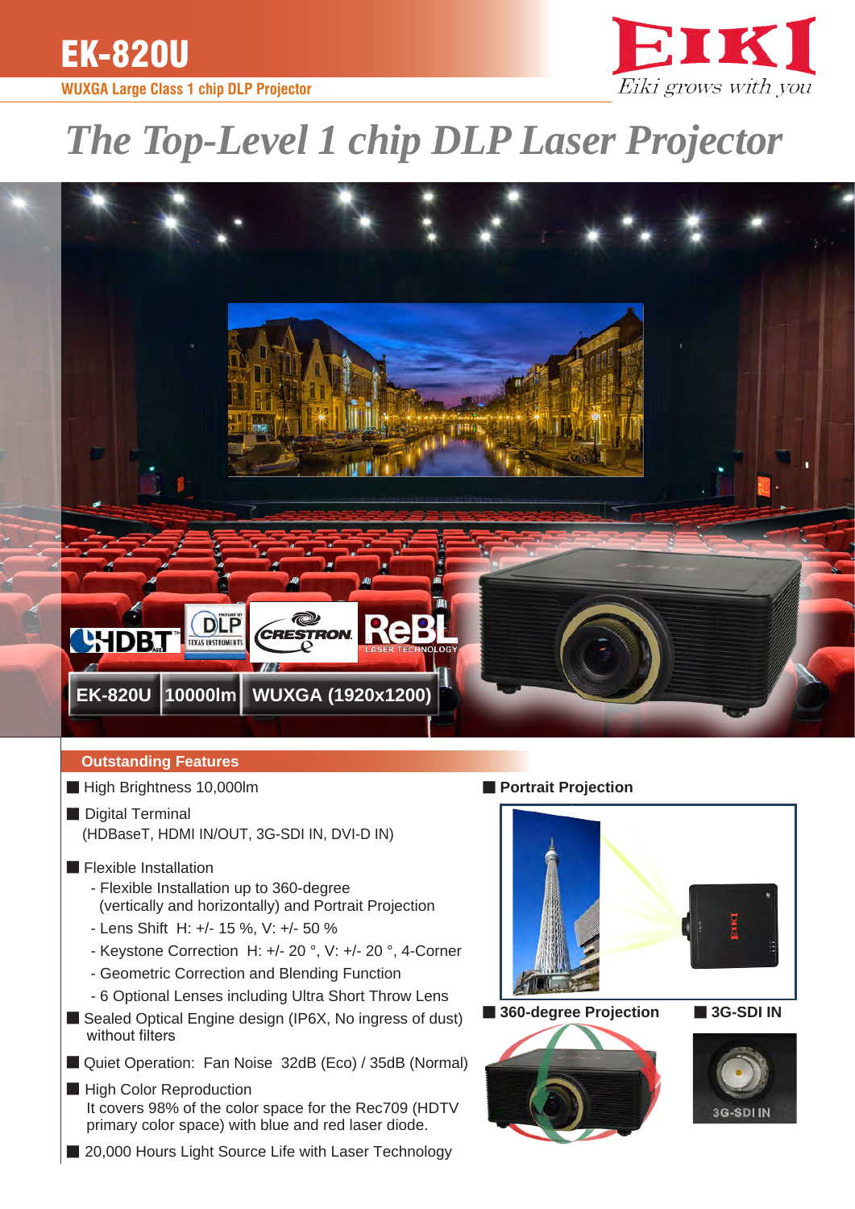# EK-820U

**WUXGA Large Class 1 chip DLP Projector**

EIKI
*Eiki grows with you*

## *The Top-Level 1 chip DLP Laser Projector*

EK-820U | 10000lm | WUXGA (1920x1200)

### Outstanding Features

- High Brightness 10,000lm
- Digital Terminal
  (HDBaseT, HDMI IN/OUT, 3G-SDI IN, DVI-D IN)
- Flexible Installation
  - Flexible Installation up to 360-degree (vertically and horizontally) and Portrait Projection
  - Lens Shift H: +/- 15 %, V: +/- 50 %
  - Keystone Correction H: +/- 20 °, V: +/- 20 °, 4-Corner
  - Geometric Correction and Blending Function
  - 6 Optional Lenses including Ultra Short Throw Lens
- Sealed Optical Engine design (IP6X, No ingress of dust) without filters
- Quiet Operation: Fan Noise 32dB (Eco) / 35dB (Normal)
- High Color Reproduction
  It covers 98% of the color space for the Rec709 (HDTV primary color space) with blue and red laser diode.
- 20,000 Hours Light Source Life with Laser Technology

**Portrait Projection**

**360-degree Projection**

**3G-SDI IN**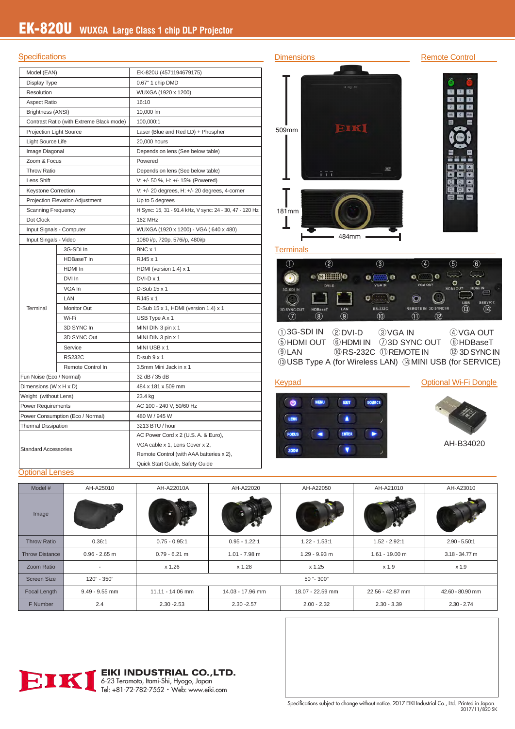# EK-820U WUXGA Large Class 1 chip DLP Projector

## Specifications

| | | |
|---|---|---|
| Model (EAN) | | EK-820U (4571194679175) |
| Display Type | | 0.67" 1 chip DMD |
| Resolution | | WUXGA (1920 x 1200) |
| Aspect Ratio | | 16:10 |
| Brightness (ANSI) | | 10,000 lm |
| Contrast Ratio (with Extreme Black mode) | | 100,000:1 |
| Projection Light Source | | Laser (Blue and Red LD) + Phosphor |
| Light Source Life | | 20,000 hours |
| Image Diagonal | | Depends on lens (See below table) |
| Zoom & Focus | | Powered |
| Throw Ratio | | Depends on lens (See below table) |
| Lens Shift | | V: +/- 50 %, H: +/- 15% (Powered) |
| Keystone Correction | | V: +/- 20 degrees, H: +/- 20 degrees, 4-corner |
| Projection Elevation Adjustment | | Up to 5 degrees |
| Scanning Frequency | | H Sync: 15, 31 - 91.4 kHz, V sync: 24 - 30, 47 - 120 Hz |
| Dot Clock | | 162 MHz |
| Input Signals - Computer | | WUXGA (1920 x 1200) - VGA ( 640 x 480) |
| Input Singals - Video | | 1080 i/p, 720p, 576i/p, 480i/p |
| Terminal | 3G-SDI In | BNC x 1 |
| | HDBaseT In | RJ45 x 1 |
| | HDMI In | HDMI (version 1.4) x 1 |
| | DVI In | DVI-D x 1 |
| | VGA In | D-Sub 15 x 1 |
| | LAN | RJ45 x 1 |
| | Monitor Out | D-Sub 15 x 1, HDMI (version 1.4) x 1 |
| | Wi-Fi | USB Type A x 1 |
| | 3D SYNC In | MINI DIN 3 pin x 1 |
| | 3D SYNC Out | MINI DIN 3 pin x 1 |
| | Service | MINI USB x 1 |
| | RS232C | D-sub 9 x 1 |
| | Remote Control In | 3.5mm Mini Jack in x 1 |
| Fun Noise (Eco / Normal) | | 32 dB / 35 dB |
| Dimensions (W x H x D) | | 484 x 181 x 509 mm |
| Weight (without Lens) | | 23.4 kg |
| Power Requirements | | AC 100 - 240 V, 50/60 Hz |
| Power Consumption (Eco / Normal) | | 480 W / 945 W |
| Thermal Dissipation | | 3213 BTU / hour |
| Standard Accessories | | AC Power Cord x 2 (U.S.A. & Euro), VGA cable x 1, Lens Cover x 2, Remote Control (with AAA batteries x 2), Quick Start Guide, Safety Guide |

## Dimensions

509mm

181mm

484mm

## Remote Control

## Terminals

① 3G-SDI IN ② DVI-D ③ VGA IN ④ VGA OUT
⑤ HDMI OUT ⑥ HDMI IN ⑦ 3D SYNC OUT ⑧ HDBaseT
⑨ LAN ⑩ RS-232C ⑪ REMOTE IN ⑫ 3D SYNC IN
⑬ USB Type A (for Wireless LAN) ⑭ MINI USB (for SERVICE)

## Keypad

## Optional Wi-Fi Dongle

AH-B34020

## Optional Lenses

| Model # | AH-A25010 | AH-A22010A | AH-A22020 | AH-A22050 | AH-A21010 | AH-A23010 |
|---|---|---|---|---|---|---|
| Image | | | | | | |
| Throw Ratio | 0.36:1 | 0.75 - 0.95:1 | 0.95 - 1.22:1 | 1.22 - 1.53:1 | 1.52 - 2.92:1 | 2.90 - 5.50:1 |
| Throw Distance | 0.96 - 2.65 m | 0.79 - 6.21 m | 1.01 - 7.98 m | 1.29 - 9.93 m | 1.61 - 19.00 m | 3.18 - 34.77 m |
| Zoom Ratio | - | x 1.26 | x 1.28 | x 1.25 | x 1.9 | x 1.9 |
| Screen Size | 120" - 350" | 50 "- 300" | | | | |
| Focal Length | 9.49 - 9.55 mm | 11.11 - 14.06 mm | 14.03 - 17.96 mm | 18.07 - 22.59 mm | 22.56 - 42.87 mm | 42.60 - 80.90 mm |
| F Number | 2.4 | 2.30 -2.53 | 2.30 -2.57 | 2.00 - 2.32 | 2.30 - 3.39 | 2.30 - 2.74 |

**EIKI INDUSTRIAL CO.,LTD.**
6-23 Teramoto, Itami-Shi, Hyogo, Japan
Tel: +81-72-782-7552 • Web: www.eiki.com

Specifications subject to change without notice. 2017 EIKI Industrial Co., Ltd. Printed in Japan.
2017/11/820 SK